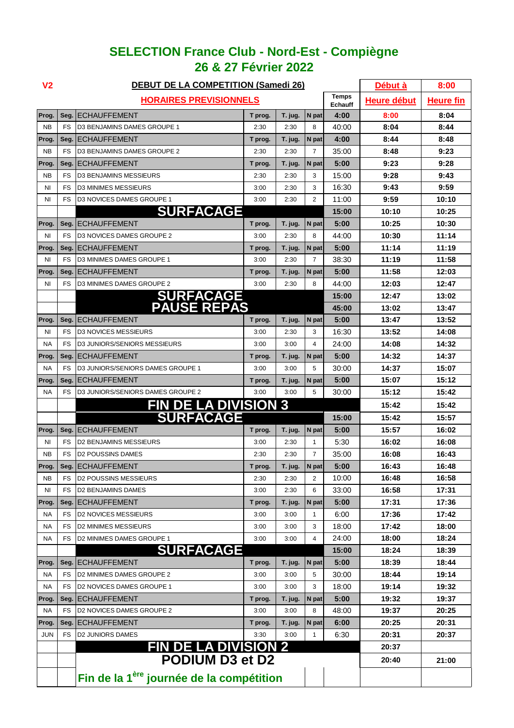# SELECTION France Club - Nord-Est - Compiègne
## 26 & 27 Février 2022

| V2 | | DEBUT DE LA COMPETITION (Samedi 26) | | | | | Début à | 8:00 |
|---|---|---|---|---|---|---|---|---|
| | | HORAIRES PREVISIONNELS | | | | Temps Echauff | Heure début | Heure fin |
| Prog. | Seg. | ECHAUFFEMENT | T prog. | T. jug. | N pat | 4:00 | 8:00 | 8:04 |
| NB | FS | D3 BENJAMINS DAMES GROUPE 1 | 2:30 | 2:30 | 8 | 40:00 | 8:04 | 8:44 |
| Prog. | Seg. | ECHAUFFEMENT | T prog. | T. jug. | N pat | 4:00 | 8:44 | 8:48 |
| NB | FS | D3 BENJAMINS DAMES GROUPE 2 | 2:30 | 2:30 | 7 | 35:00 | 8:48 | 9:23 |
| Prog. | Seg. | ECHAUFFEMENT | T prog. | T. jug. | N pat | 5:00 | 9:23 | 9:28 |
| NB | FS | D3 BENJAMINS MESSIEURS | 2:30 | 2:30 | 3 | 15:00 | 9:28 | 9:43 |
| NI | FS | D3 MINIMES MESSIEURS | 3:00 | 2:30 | 3 | 16:30 | 9:43 | 9:59 |
| NI | FS | D3 NOVICES DAMES GROUPE 1 | 3:00 | 2:30 | 2 | 11:00 | 9:59 | 10:10 |
| | | SURFACAGE | | | | 15:00 | 10:10 | 10:25 |
| Prog. | Seg. | ECHAUFFEMENT | T prog. | T. jug. | N pat | 5:00 | 10:25 | 10:30 |
| NI | FS | D3 NOVICES DAMES GROUPE 2 | 3:00 | 2:30 | 8 | 44:00 | 10:30 | 11:14 |
| Prog. | Seg. | ECHAUFFEMENT | T prog. | T. jug. | N pat | 5:00 | 11:14 | 11:19 |
| NI | FS | D3 MINIMES DAMES GROUPE 1 | 3:00 | 2:30 | 7 | 38:30 | 11:19 | 11:58 |
| Prog. | Seg. | ECHAUFFEMENT | T prog. | T. jug. | N pat | 5:00 | 11:58 | 12:03 |
| NI | FS | D3 MINIMES DAMES GROUPE 2 | 3:00 | 2:30 | 8 | 44:00 | 12:03 | 12:47 |
| | | SURFACAGE | | | | 15:00 | 12:47 | 13:02 |
| | | PAUSE REPAS | | | | 45:00 | 13:02 | 13:47 |
| Prog. | Seg. | ECHAUFFEMENT | T prog. | T. jug. | N pat | 5:00 | 13:47 | 13:52 |
| NI | FS | D3 NOVICES MESSIEURS | 3:00 | 2:30 | 3 | 16:30 | 13:52 | 14:08 |
| NA | FS | D3 JUNIORS/SENIORS MESSIEURS | 3:00 | 3:00 | 4 | 24:00 | 14:08 | 14:32 |
| Prog. | Seg. | ECHAUFFEMENT | T prog. | T. jug. | N pat | 5:00 | 14:32 | 14:37 |
| NA | FS | D3 JUNIORS/SENIORS DAMES GROUPE 1 | 3:00 | 3:00 | 5 | 30:00 | 14:37 | 15:07 |
| Prog. | Seg. | ECHAUFFEMENT | T prog. | T. jug. | N pat | 5:00 | 15:07 | 15:12 |
| NA | FS | D3 JUNIORS/SENIORS DAMES GROUPE 2 | 3:00 | 3:00 | 5 | 30:00 | 15:12 | 15:42 |
| | | FIN DE LA DIVISION 3 | | | | | 15:42 | 15:42 |
| | | SURFACAGE | | | | 15:00 | 15:42 | 15:57 |
| Prog. | Seg. | ECHAUFFEMENT | T prog. | T. jug. | N pat | 5:00 | 15:57 | 16:02 |
| NI | FS | D2 BENJAMINS MESSIEURS | 3:00 | 2:30 | 1 | 5:30 | 16:02 | 16:08 |
| NB | FS | D2 POUSSINS DAMES | 2:30 | 2:30 | 7 | 35:00 | 16:08 | 16:43 |
| Prog. | Seg. | ECHAUFFEMENT | T prog. | T. jug. | N pat | 5:00 | 16:43 | 16:48 |
| NB | FS | D2 POUSSINS MESSIEURS | 2:30 | 2:30 | 2 | 10:00 | 16:48 | 16:58 |
| NI | FS | D2 BENJAMINS DAMES | 3:00 | 2:30 | 6 | 33:00 | 16:58 | 17:31 |
| Prog. | Seg. | ECHAUFFEMENT | T prog. | T. jug. | N pat | 5:00 | 17:31 | 17:36 |
| NA | FS | D2 NOVICES MESSIEURS | 3:00 | 3:00 | 1 | 6:00 | 17:36 | 17:42 |
| NA | FS | D2 MINIMES MESSIEURS | 3:00 | 3:00 | 3 | 18:00 | 17:42 | 18:00 |
| NA | FS | D2 MINIMES DAMES GROUPE 1 | 3:00 | 3:00 | 4 | 24:00 | 18:00 | 18:24 |
| | | SURFACAGE | | | | 15:00 | 18:24 | 18:39 |
| Prog. | Seg. | ECHAUFFEMENT | T prog. | T. jug. | N pat | 5:00 | 18:39 | 18:44 |
| NA | FS | D2 MINIMES DAMES GROUPE 2 | 3:00 | 3:00 | 5 | 30:00 | 18:44 | 19:14 |
| NA | FS | D2 NOVICES DAMES GROUPE 1 | 3:00 | 3:00 | 3 | 18:00 | 19:14 | 19:32 |
| Prog. | Seg. | ECHAUFFEMENT | T prog. | T. jug. | N pat | 5:00 | 19:32 | 19:37 |
| NA | FS | D2 NOVICES DAMES GROUPE 2 | 3:00 | 3:00 | 8 | 48:00 | 19:37 | 20:25 |
| Prog. | Seg. | ECHAUFFEMENT | T prog. | T. jug. | N pat | 6:00 | 20:25 | 20:31 |
| JUN | FS | D2 JUNIORS DAMES | 3:30 | 3:00 | 1 | 6:30 | 20:31 | 20:37 |
| | | FIN DE LA DIVISION 2 | | | | | 20:37 | |
| | | PODIUM D3 et D2 | | | | | 20:40 | 21:00 |
| | | Fin de la 1ère journée de la compétition | | | | | | |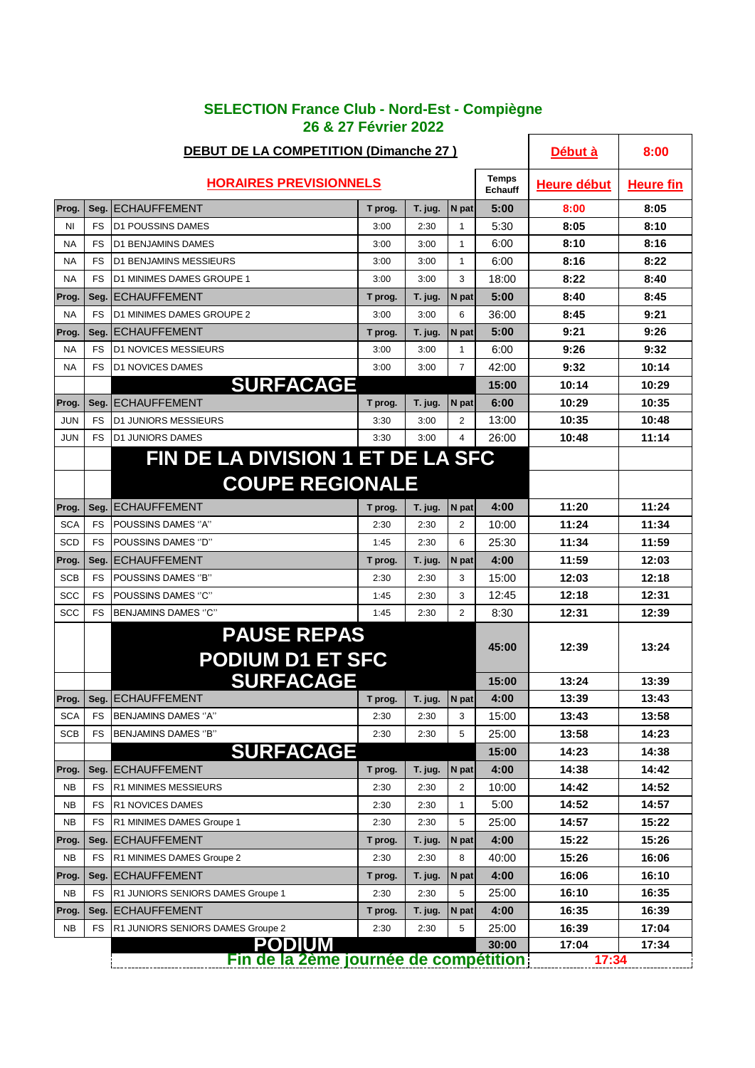# SELECTION France Club - Nord-Est - Compiègne

## 26 & 27 Février 2022

| DEBUT DE LA COMPETITION (Dimanche 27 ) | | | | | | | Début à | 8:00 |
|---|---|---|---|---|---|---|---|---|
| **HORAIRES PREVISIONNELS** | | | | | | **Temps Echauff** | **Heure début** | **Heure fin** |
| **Prog.** | **Seg.** | **ECHAUFFEMENT** | **T prog.** | **T. jug.** | **N pat** | **5:00** | **8:00** | **8:05** |
| NI | FS | D1 POUSSINS DAMES | 3:00 | 2:30 | 1 | 5:30 | **8:05** | **8:10** |
| NA | FS | D1 BENJAMINS DAMES | 3:00 | 3:00 | 1 | 6:00 | **8:10** | **8:16** |
| NA | FS | D1 BENJAMINS MESSIEURS | 3:00 | 3:00 | 1 | 6:00 | **8:16** | **8:22** |
| NA | FS | D1 MINIMES DAMES GROUPE 1 | 3:00 | 3:00 | 3 | 18:00 | **8:22** | **8:40** |
| **Prog.** | **Seg.** | **ECHAUFFEMENT** | **T prog.** | **T. jug.** | **N pat** | **5:00** | **8:40** | **8:45** |
| NA | FS | D1 MINIMES DAMES GROUPE 2 | 3:00 | 3:00 | 6 | 36:00 | **8:45** | **9:21** |
| **Prog.** | **Seg.** | **ECHAUFFEMENT** | **T prog.** | **T. jug.** | **N pat** | **5:00** | **9:21** | **9:26** |
| NA | FS | D1 NOVICES MESSIEURS | 3:00 | 3:00 | 1 | 6:00 | **9:26** | **9:32** |
| NA | FS | D1 NOVICES DAMES | 3:00 | 3:00 | 7 | 42:00 | **9:32** | **10:14** |
| | | **SURFACAGE** | | | | **15:00** | **10:14** | **10:29** |
| **Prog.** | **Seg.** | **ECHAUFFEMENT** | **T prog.** | **T. jug.** | **N pat** | **6:00** | **10:29** | **10:35** |
| JUN | FS | D1 JUNIORS MESSIEURS | 3:30 | 3:00 | 2 | 13:00 | **10:35** | **10:48** |
| JUN | FS | D1 JUNIORS DAMES | 3:30 | 3:00 | 4 | 26:00 | **10:48** | **11:14** |
| | | **FIN DE LA DIVISION 1 ET DE LA SFC** | | | | | | |
| | | **COUPE REGIONALE** | | | | | | |
| **Prog.** | **Seg.** | **ECHAUFFEMENT** | **T prog.** | **T. jug.** | **N pat** | **4:00** | **11:20** | **11:24** |
| SCA | FS | POUSSINS DAMES "A" | 2:30 | 2:30 | 2 | 10:00 | **11:24** | **11:34** |
| SCD | FS | POUSSINS DAMES "D" | 1:45 | 2:30 | 6 | 25:30 | **11:34** | **11:59** |
| **Prog.** | **Seg.** | **ECHAUFFEMENT** | **T prog.** | **T. jug.** | **N pat** | **4:00** | **11:59** | **12:03** |
| SCB | FS | POUSSINS DAMES "B" | 2:30 | 2:30 | 3 | 15:00 | **12:03** | **12:18** |
| SCC | FS | POUSSINS DAMES "C" | 1:45 | 2:30 | 3 | 12:45 | **12:18** | **12:31** |
| SCC | FS | BENJAMINS DAMES "C" | 1:45 | 2:30 | 2 | 8:30 | **12:31** | **12:39** |
| | | **PAUSE REPAS PODIUM D1 ET SFC** | | | | **45:00** | **12:39** | **13:24** |
| | | **SURFACAGE** | | | | **15:00** | **13:24** | **13:39** |
| **Prog.** | **Seg.** | **ECHAUFFEMENT** | **T prog.** | **T. jug.** | **N pat** | **4:00** | **13:39** | **13:43** |
| SCA | FS | BENJAMINS DAMES "A" | 2:30 | 2:30 | 3 | 15:00 | **13:43** | **13:58** |
| SCB | FS | BENJAMINS DAMES "B" | 2:30 | 2:30 | 5 | 25:00 | **13:58** | **14:23** |
| | | **SURFACAGE** | | | | **15:00** | **14:23** | **14:38** |
| **Prog.** | **Seg.** | **ECHAUFFEMENT** | **T prog.** | **T. jug.** | **N pat** | **4:00** | **14:38** | **14:42** |
| NB | FS | R1 MINIMES MESSIEURS | 2:30 | 2:30 | 2 | 10:00 | **14:42** | **14:52** |
| NB | FS | R1 NOVICES DAMES | 2:30 | 2:30 | 1 | 5:00 | **14:52** | **14:57** |
| NB | FS | R1 MINIMES DAMES Groupe 1 | 2:30 | 2:30 | 5 | 25:00 | **14:57** | **15:22** |
| **Prog.** | **Seg.** | **ECHAUFFEMENT** | **T prog.** | **T. jug.** | **N pat** | **4:00** | **15:22** | **15:26** |
| NB | FS | R1 MINIMES DAMES Groupe 2 | 2:30 | 2:30 | 8 | 40:00 | **15:26** | **16:06** |
| **Prog.** | **Seg.** | **ECHAUFFEMENT** | **T prog.** | **T. jug.** | **N pat** | **4:00** | **16:06** | **16:10** |
| NB | FS | R1 JUNIORS SENIORS DAMES Groupe 1 | 2:30 | 2:30 | 5 | 25:00 | **16:10** | **16:35** |
| **Prog.** | **Seg.** | **ECHAUFFEMENT** | **T prog.** | **T. jug.** | **N pat** | **4:00** | **16:35** | **16:39** |
| NB | FS | R1 JUNIORS SENIORS DAMES Groupe 2 | 2:30 | 2:30 | 5 | 25:00 | **16:39** | **17:04** |
| | | **PODIUM** | | | | **30:00** | **17:04** | **17:34** |
| | | **Fin de la 2ème journée de compétition** | | | | | **17:34** | |